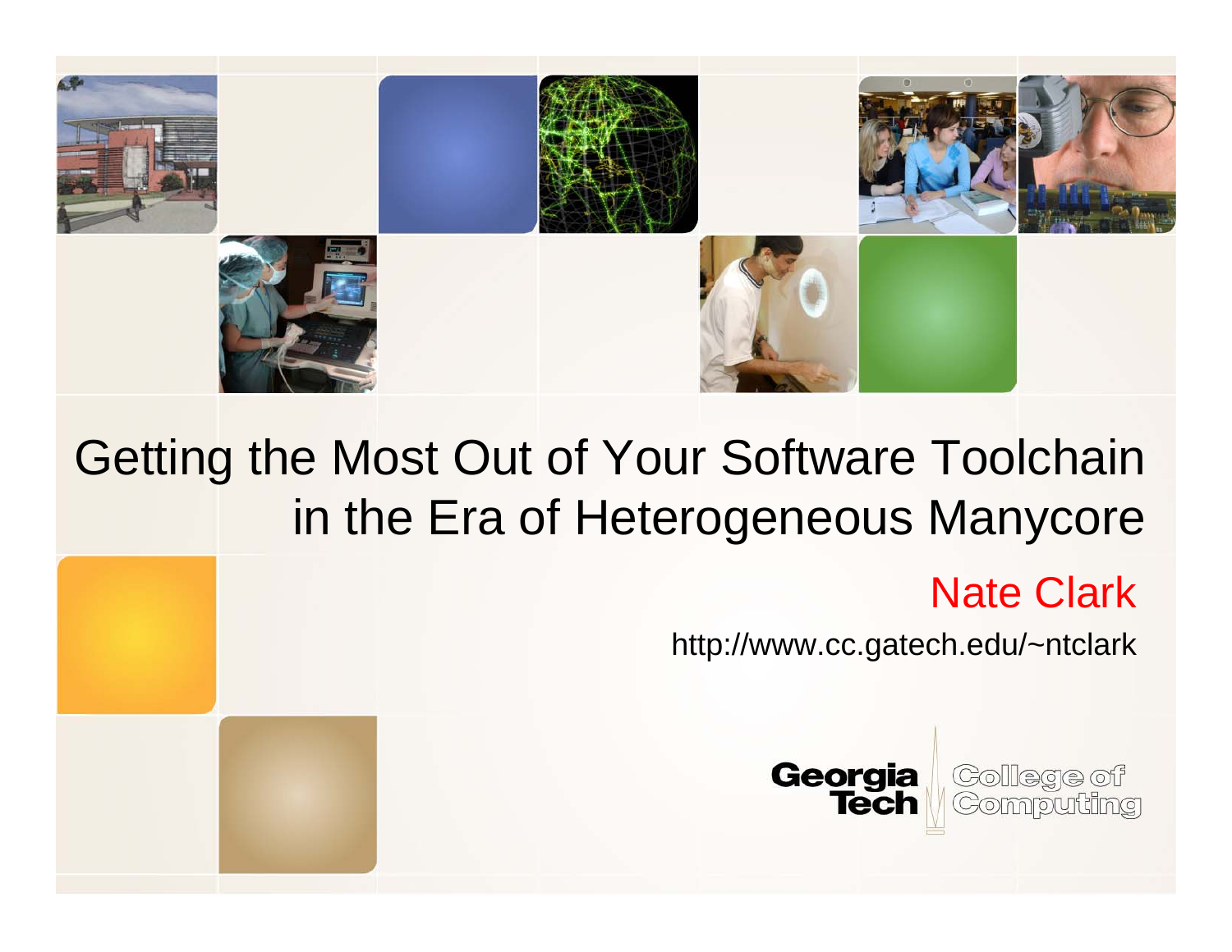# Getting the Most Out of Your Software Toolchain in the Era of Heterogeneous Manycore

Nate Clark

http://www.cc.gatech.edu/~ntclark

Georgia Tech | College of Computing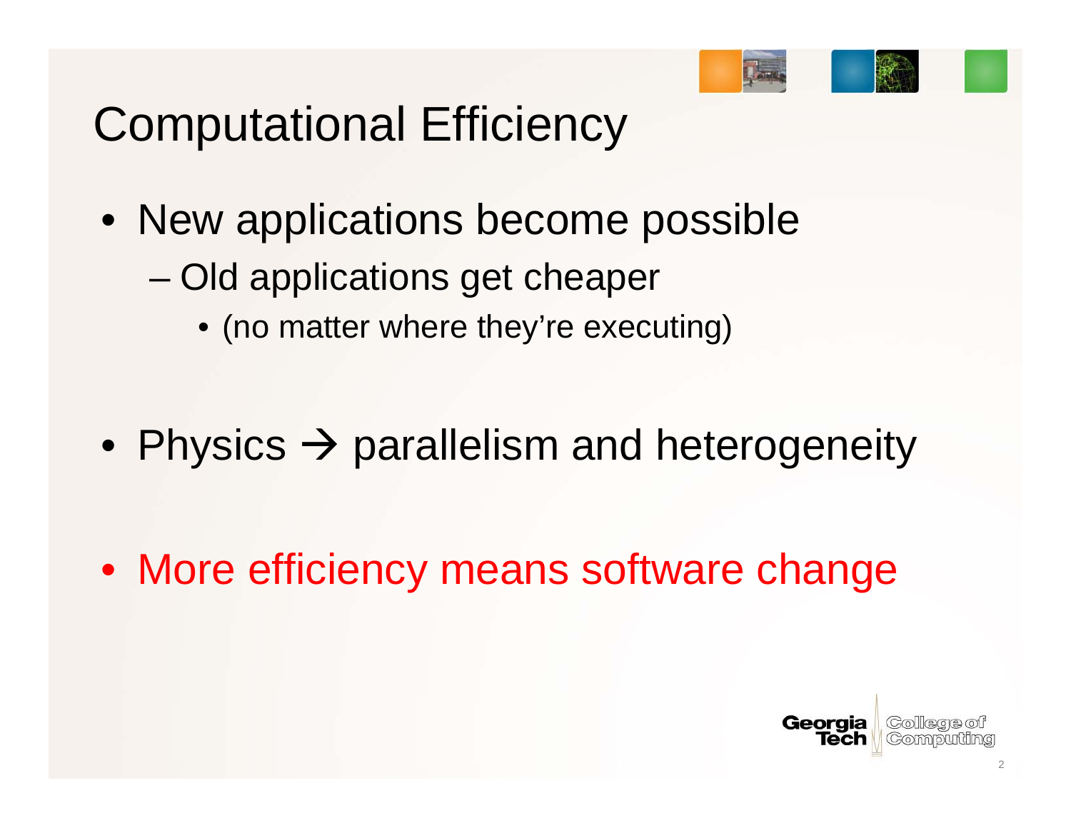# Computational Efficiency

- New applications become possible
  - Old applications get cheaper
    - (no matter where they're executing)

- Physics → parallelism and heterogeneity

- More efficiency means software change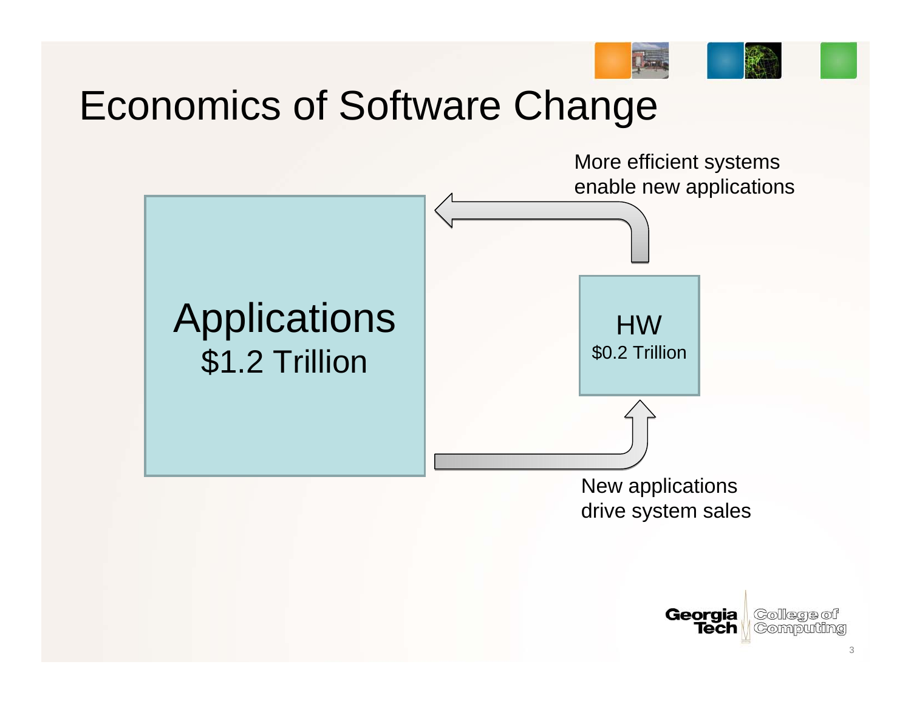# Economics of Software Change

More efficient systems enable new applications

Applications
$1.2 Trillion

HW
$0.2 Trillion

New applications drive system sales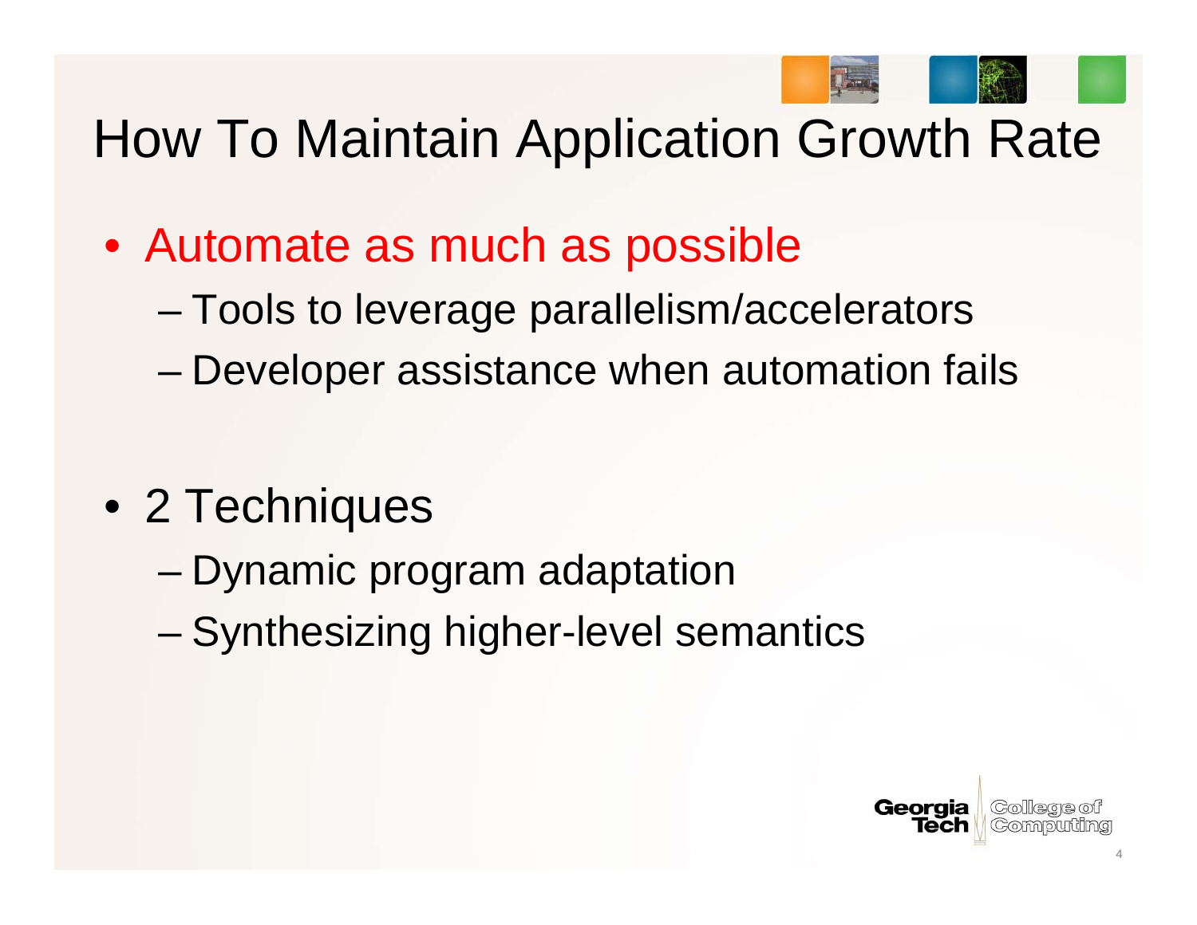# How To Maintain Application Growth Rate

- Automate as much as possible
  - Tools to leverage parallelism/accelerators
  - Developer assistance when automation fails
- 2 Techniques
  - Dynamic program adaptation
  - Synthesizing higher-level semantics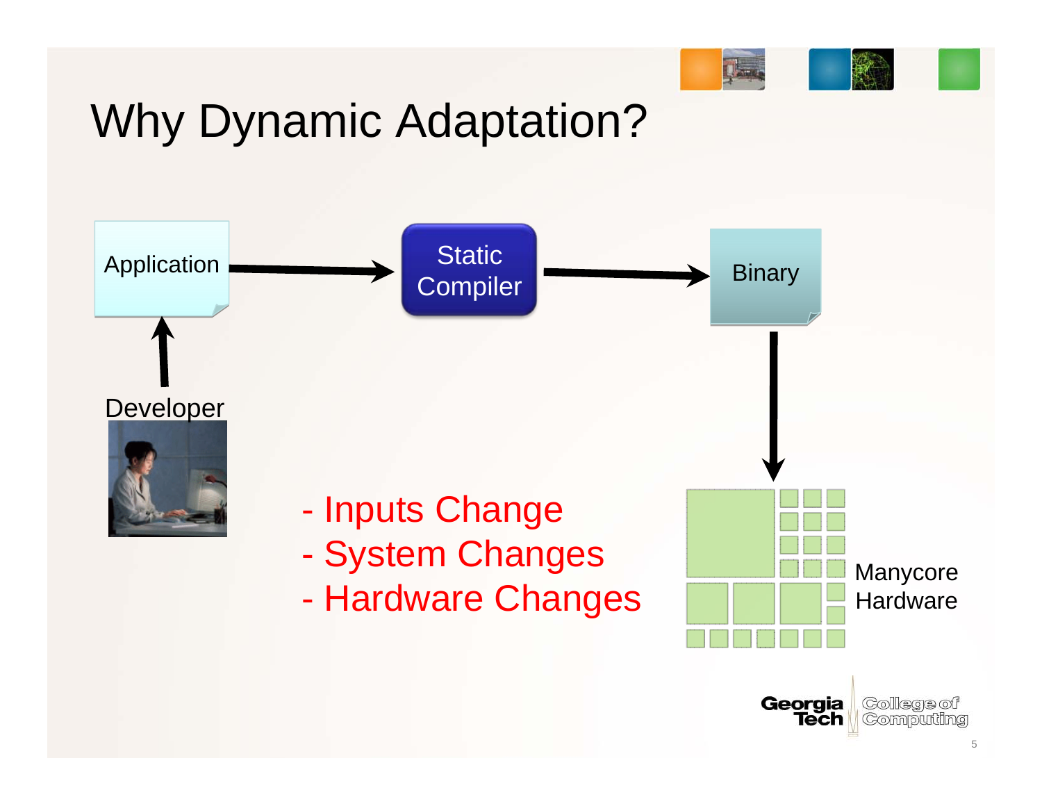# Why Dynamic Adaptation?

Application → Static Compiler → Binary → Manycore Hardware

Developer → Application

- Inputs Change
- System Changes
- Hardware Changes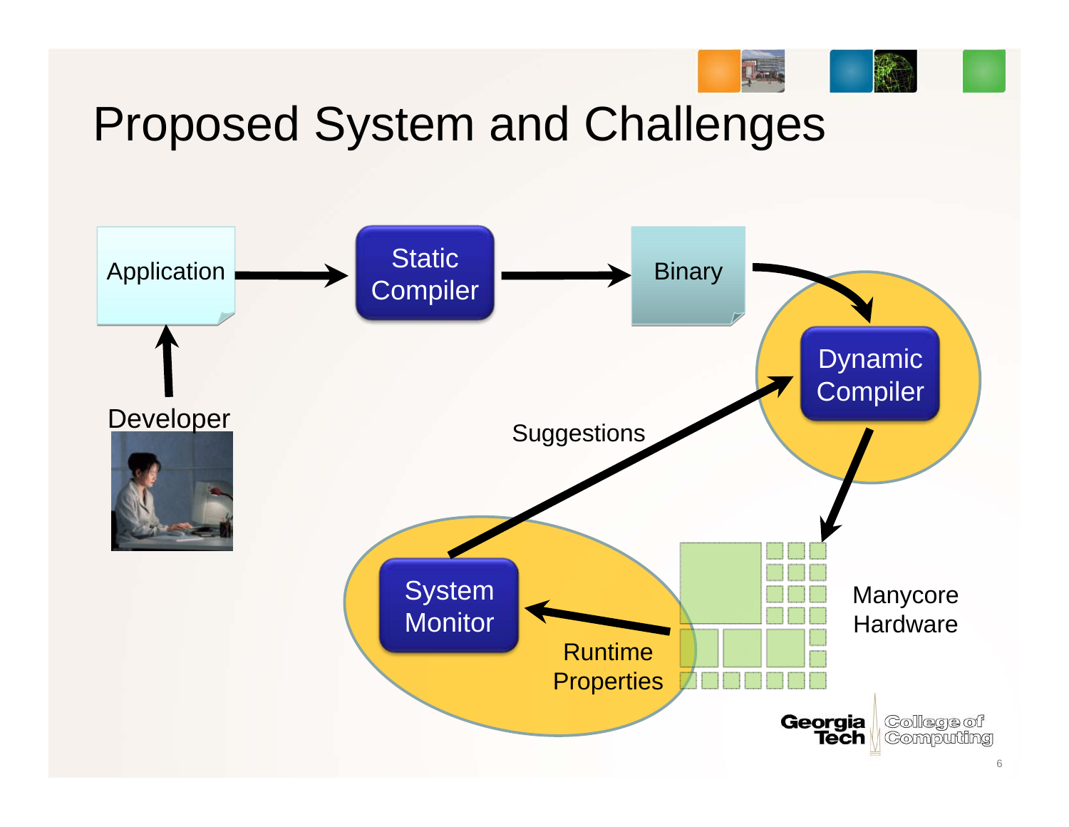# Proposed System and Challenges

Application → Static Compiler → Binary → Dynamic Compiler → Manycore Hardware

Developer → Application

Manycore Hardware → Runtime Properties → System Monitor

System Monitor → Suggestions → Dynamic Compiler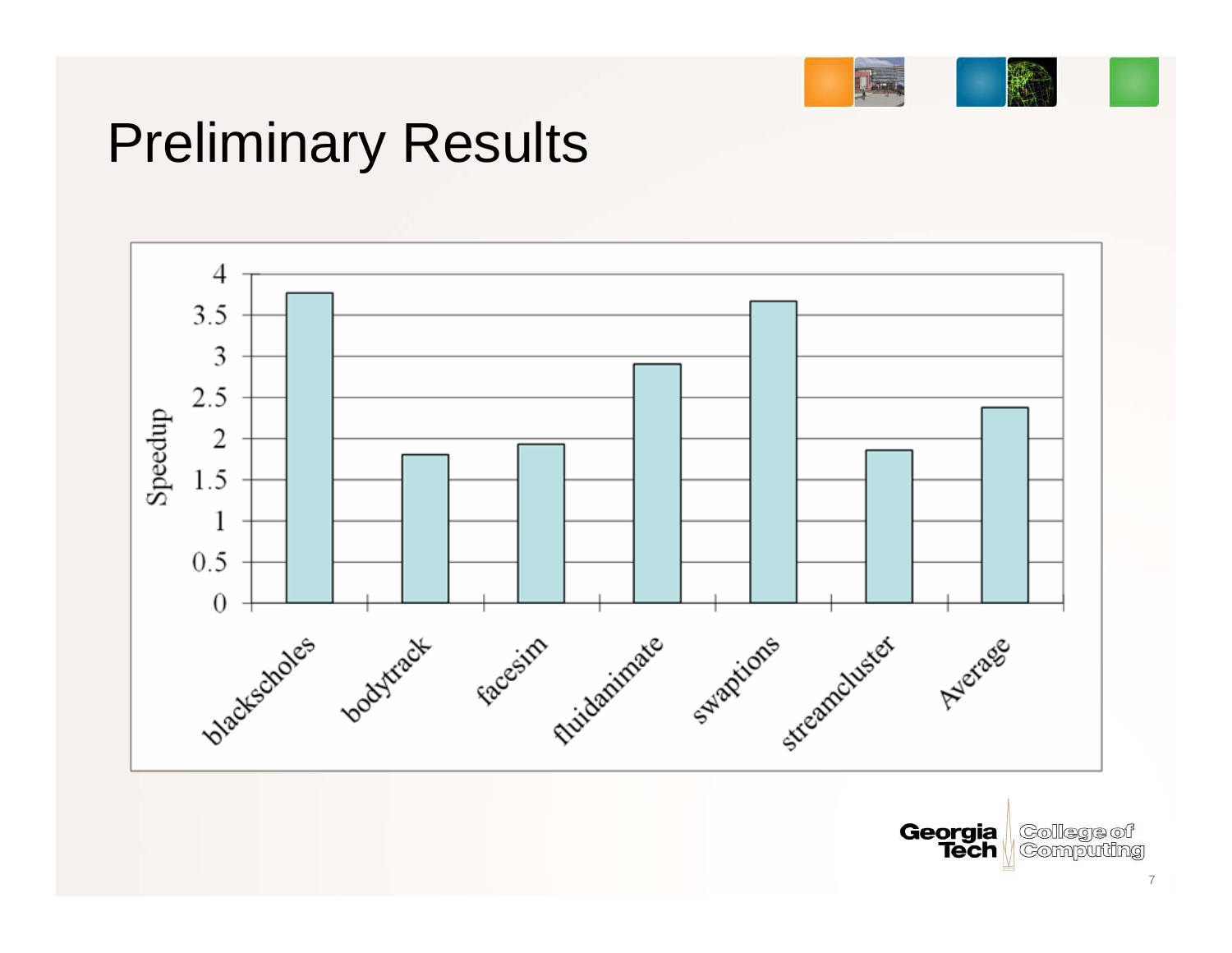# Preliminary Results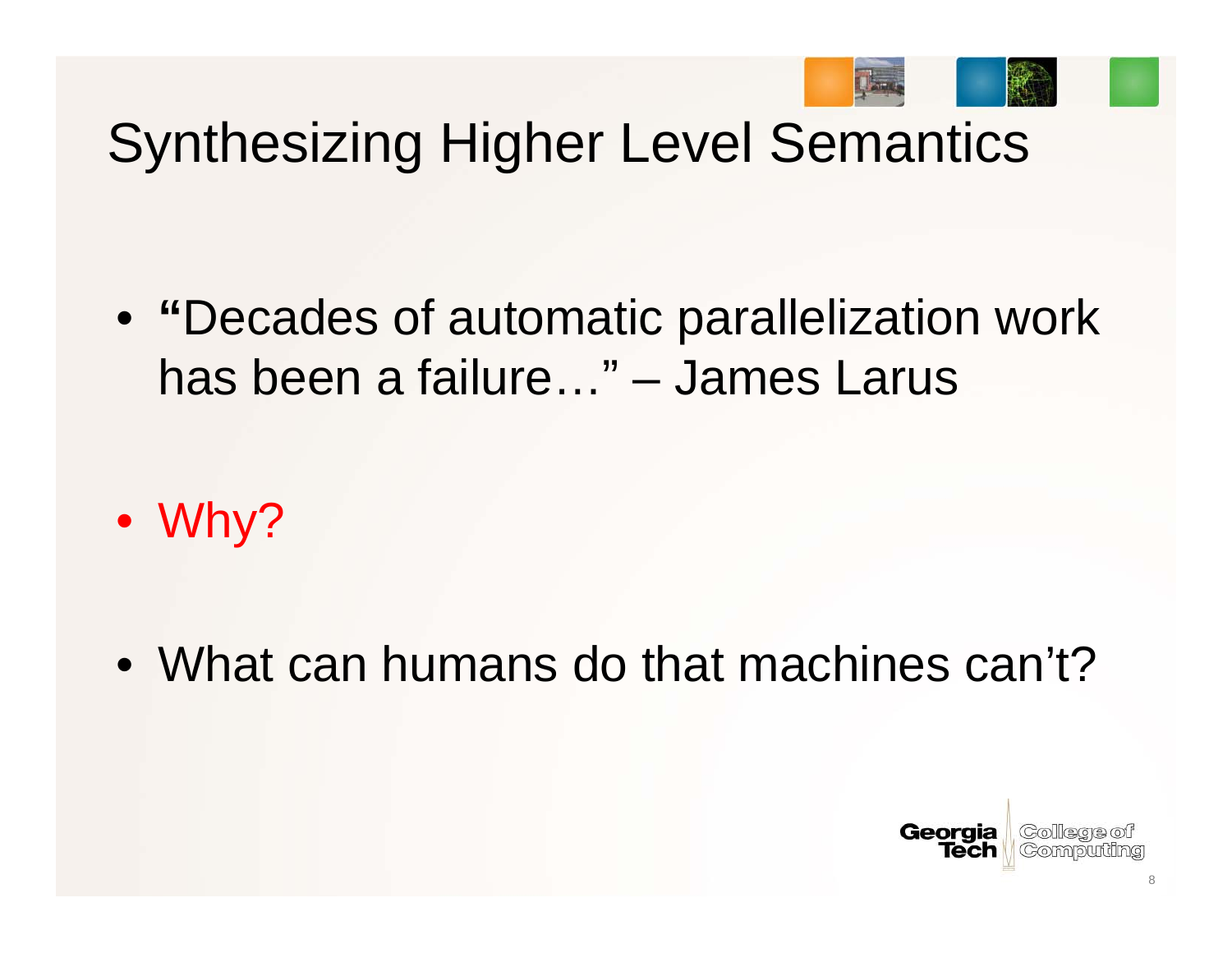# Synthesizing Higher Level Semantics

- **"**Decades of automatic parallelization work has been a failure…" – James Larus
- Why?
- What can humans do that machines can't?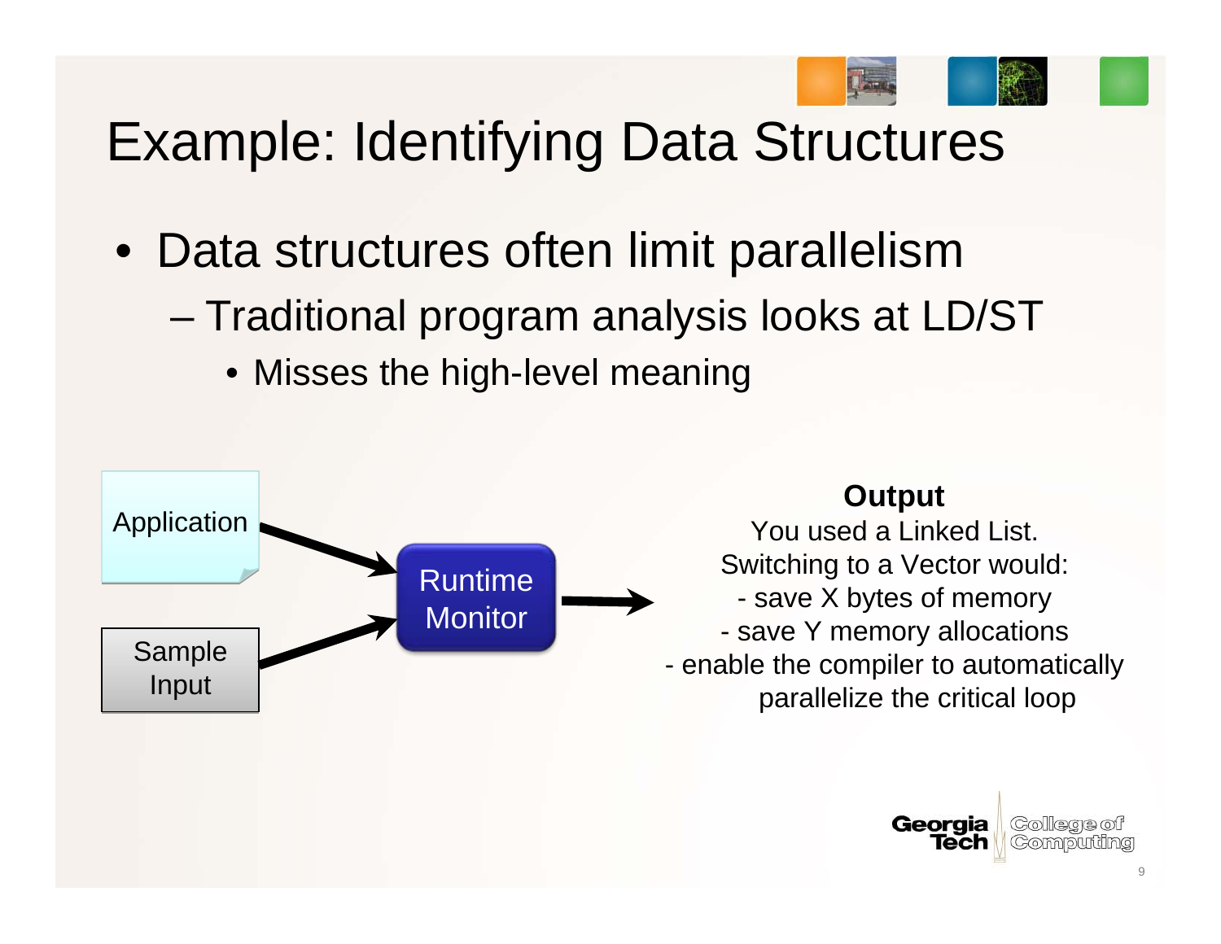# Example: Identifying Data Structures

- Data structures often limit parallelism
  - Traditional program analysis looks at LD/ST
    - Misses the high-level meaning

Application

Sample Input

Runtime Monitor

**Output**

You used a Linked List.
Switching to a Vector would:
- save X bytes of memory
- save Y memory allocations
- enable the compiler to automatically parallelize the critical loop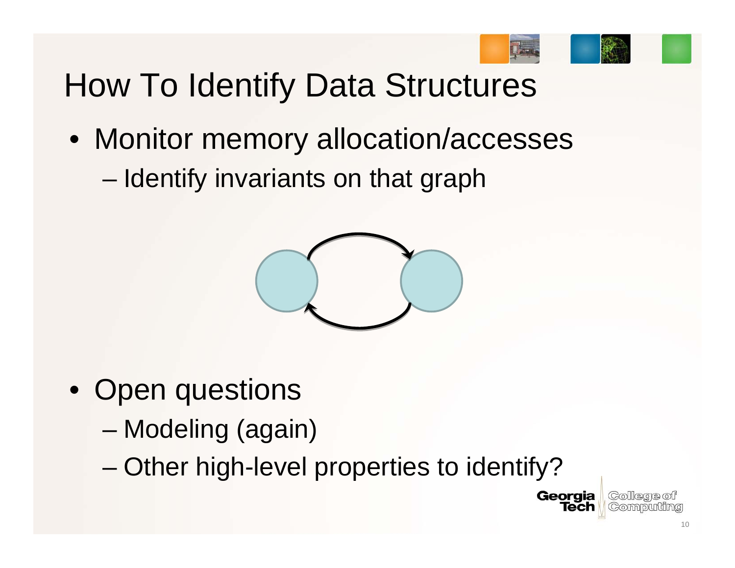# How To Identify Data Structures

- Monitor memory allocation/accesses
  - Identify invariants on that graph

- Open questions
  - Modeling (again)
  - Other high-level properties to identify?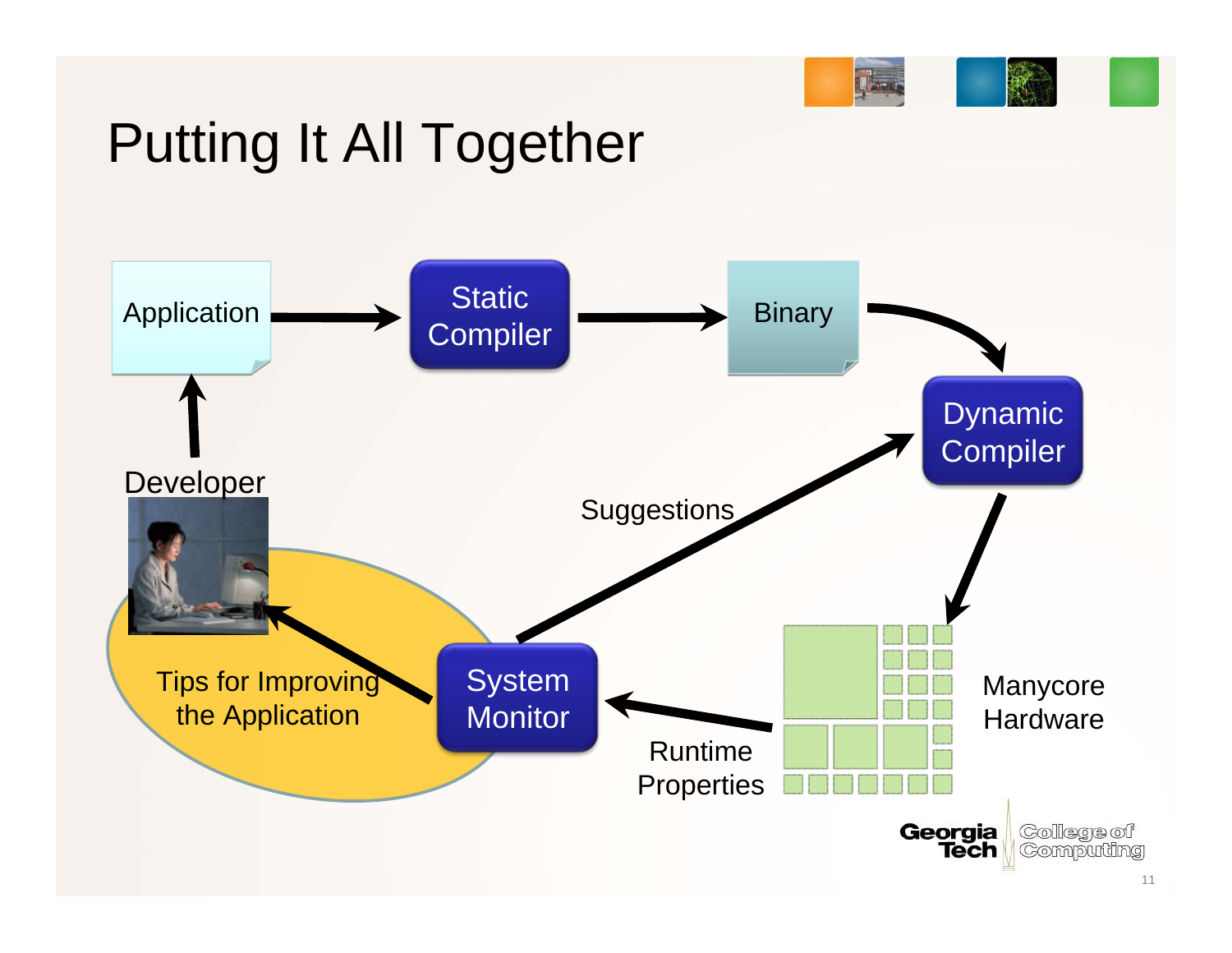# Putting It All Together

Application

Static Compiler

Binary

Dynamic Compiler

Developer

Suggestions

Tips for Improving the Application

System Monitor

Runtime Properties

Manycore Hardware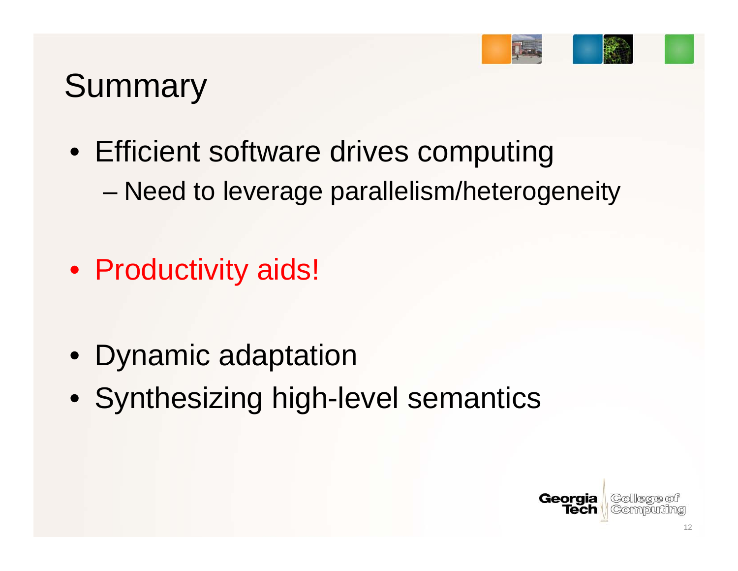# Summary

- Efficient software drives computing
  - Need to leverage parallelism/heterogeneity
- Productivity aids!
- Dynamic adaptation
- Synthesizing high-level semantics